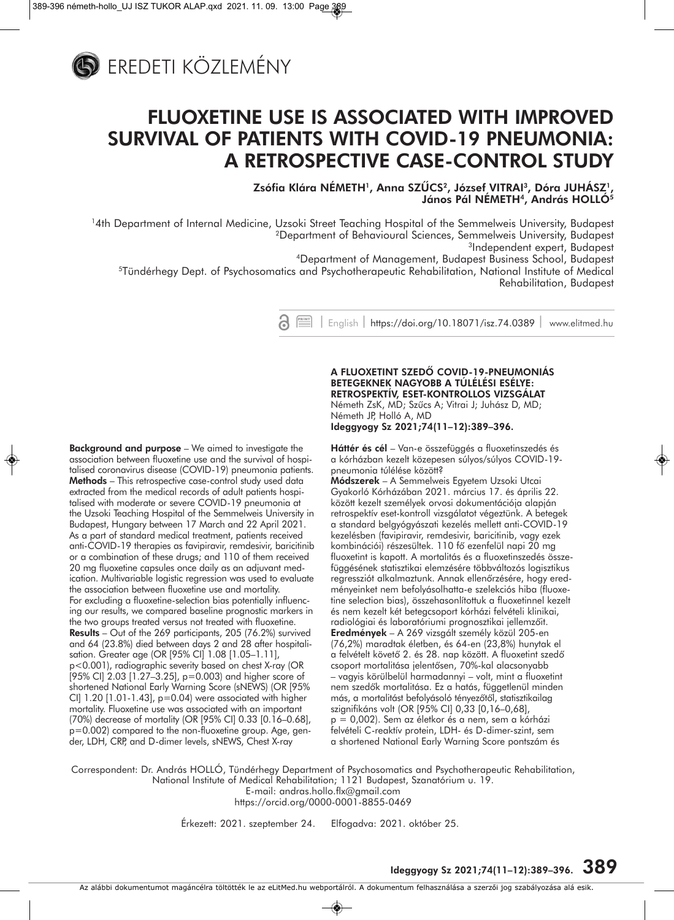EREDETI KÖZLEMÉNY

# FLUOXETINE USE IS ASSOCIATED WITH IMPROVED SURVIVAL OF PATIENTS WITH COVID-19 PNEUMONIA: A RETROSPECTIVE CASE-CONTROL STUDY

**Zsófia Klára NÉMETH[1], Anna SZŰCS[2], József VITRAI[3], Dóra JUHÁSZ[1], János Pál NÉMETH[4], András HOLLÓ[5]**

[1]4th Department of Internal Medicine, Uzsoki Street Teaching Hospital of the Semmelweis University, Budapest
[2]Department of Behavioural Sciences, Semmelweis University, Budapest
[3]Independent expert, Budapest
[4]Department of Management, Budapest Business School, Budapest
[5]Tündérhegy Dept. of Psychosomatics and Psychotherapeutic Rehabilitation, National Institute of Medical Rehabilitation, Budapest

English | https://doi.org/10.18071/isz.74.0389 | www.elitmed.hu

**Background and purpose** – We aimed to investigate the association between fluoxetine use and the survival of hospitalised coronavirus disease (COVID-19) pneumonia patients.
**Methods** – This retrospective case-control study used data extracted from the medical records of adult patients hospitalised with moderate or severe COVID-19 pneumonia at the Uzsoki Teaching Hospital of the Semmelweis University in Budapest, Hungary between 17 March and 22 April 2021. As a part of standard medical treatment, patients received anti-COVID-19 therapies as favipiravir, remdesivir, baricitinib or a combination of these drugs; and 110 of them received 20 mg fluoxetine capsules once daily as an adjuvant medication. Multivariable logistic regression was used to evaluate the association between fluoxetine use and mortality. For excluding a fluoxetine-selection bias potentially influencing our results, we compared baseline prognostic markers in the two groups treated versus not treated with fluoxetine.
**Results** – Out of the 269 participants, 205 (76.2%) survived and 64 (23.8%) died between days 2 and 28 after hospitalisation. Greater age (OR [95% CI] 1.08 [1.05–1.11], $p<0.001$), radiographic severity based on chest X-ray (OR [95% CI] 2.03 [1.27–3.25], $p=0.003$) and higher score of shortened National Early Warning Score (sNEWS) (OR [95% CI] 1.20 [1.01-1.43], $p=0.04$) were associated with higher mortality. Fluoxetine use was associated with an important (70%) decrease of mortality (OR [95% CI] 0.33 [0.16–0.68], $p=0.002$) compared to the non-fluoxetine group. Age, gender, LDH, CRP, and D-dimer levels, sNEWS, Chest X-ray

**A FLUOXETINT SZEDŐ COVID-19-PNEUMONIÁS BETEGEKNEK NAGYOBB A TÚLÉLÉSI ESÉLYE: RETROSPEKTÍV, ESET-KONTROLLOS VIZSGÁLAT**
Németh ZsK, MD; Szűcs A; Vitrai J; Juhász D, MD; Németh JP, Holló A, MD
**Ideggyogy Sz 2021;74(11–12):389–396.**

**Háttér és cél** – Van-e összefüggés a fluoxetinszedés és a kórházban kezelt közepesen súlyos/súlyos COVID-19-pneumonia túlélése között?
**Módszerek** – A Semmelweis Egyetem Uzsoki Utcai Gyakorló Kórházában 2021. március 17. és április 22. között kezelt személyek orvosi dokumentációja alapján retrospektív eset-kontroll vizsgálatot végeztünk. A betegek a standard belgyógyászati kezelés mellett anti-COVID-19 kezelésben (favipiravir, remdesivir, baricitinib, vagy ezek kombinációi) részesültek. 110 fő ezenfelül napi 20 mg fluoxetint is kapott. A mortalitás és a fluoxetinszedés összefüggésének statisztikai elemzésére többváltozós logisztikus regressziót alkalmaztunk. Annak ellenőrzésére, hogy eredményeinket nem befolyásolhatta-e szelekciós hiba (fluoxetine selection bias), összehasonlítottuk a fluoxetinnel kezelt és nem kezelt két betegcsoport kórházi felvételi klinikai, radiológiai és laboratóriumi prognosztikai jellemzőit.
**Eredmények** – A 269 vizsgált személy közül 205-en (76,2%) maradtak életben, és 64-en (23,8%) hunytak el a felvételt követő 2. és 28. nap között. A fluoxetint szedő csoport mortalitása jelentősen, 70%-kal alacsonyabb – vagyis körülbelül harmadannyi – volt, mint a fluoxetint nem szedők mortalitása. Ez a hatás, függetlenül minden más, a mortalitást befolyásoló tényezőtől, statisztikailag szignifikáns volt (OR [95% CI] 0,33 [0,16–0,68], $p = 0,002$). Sem az életkor és a nem, sem a kórházi felvételi C-reaktív protein, LDH- és D-dimer-szint, sem a shortened National Early Warning Score pontszám és

Correspondent: Dr. András HOLLÓ, Tündérhegy Department of Psychosomatics and Psychotherapeutic Rehabilitation, National Institute of Medical Rehabilitation; 1121 Budapest, Szanatórium u. 19.
E-mail: andras.hollo.flx@gmail.com
https://orcid.org/0000-0001-8855-0469

Érkezett: 2021. szeptember 24. Elfogadva: 2021. október 25.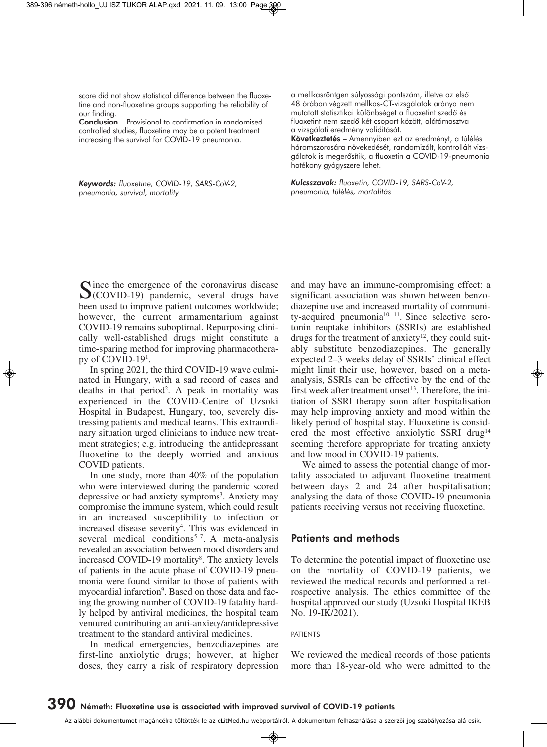score did not show statistical difference between the fluoxetine and non-fluoxetine groups supporting the reliability of our finding.

**Conclusion** – Provisional to confirmation in randomised controlled studies, fluoxetine may be a potent treatment increasing the survival for COVID-19 pneumonia.

*Keywords: fluoxetine, COVID-19, SARS-CoV-2, pneumonia, survival, mortality*

a mellkasröntgen súlyossági pontszám, illetve az első 48 órában végzett mellkas-CT-vizsgálatok aránya nem mutatott statisztikai különbséget a fluoxetint szedő és fluoxetint nem szedő két csoport között, alátámasztva a vizsgálati eredmény validitását.

**Következtetés** – Amennyiben ezt az eredményt, a túlélés háromszorosára növekedését, randomizált, kontrollált vizsgálatok is megerősítik, a fluoxetin a COVID-19-pneumonia hatékony gyógyszere lehet.

*Kulcsszavak: fluoxetin, COVID-19, SARS-CoV-2, pneumonia, túlélés, mortalitás*

Since the emergence of the coronavirus disease (COVID-19) pandemic, several drugs have been used to improve patient outcomes worldwide; however, the current armamentarium against COVID-19 remains suboptimal. Repurposing clinically well-established drugs might constitute a time-sparing method for improving pharmacotherapy of COVID-19[1].

In spring 2021, the third COVID-19 wave culminated in Hungary, with a sad record of cases and deaths in that period[2]. A peak in mortality was experienced in the COVID-Centre of Uzsoki Hospital in Budapest, Hungary, too, severely distressing patients and medical teams. This extraordinary situation urged clinicians to induce new treatment strategies; e.g. introducing the antidepressant fluoxetine to the deeply worried and anxious COVID patients.

In one study, more than 40% of the population who were interviewed during the pandemic scored depressive or had anxiety symptoms[3]. Anxiety may compromise the immune system, which could result in an increased susceptibility to infection or increased disease severity[4]. This was evidenced in several medical conditions[5–7]. A meta-analysis revealed an association between mood disorders and increased COVID-19 mortality[8]. The anxiety levels of patients in the acute phase of COVID-19 pneumonia were found similar to those of patients with myocardial infarction[9]. Based on those data and facing the growing number of COVID-19 fatality hardly helped by antiviral medicines, the hospital team ventured contributing an anti-anxiety/antidepressive treatment to the standard antiviral medicines.

In medical emergencies, benzodiazepines are first-line anxiolytic drugs; however, at higher doses, they carry a risk of respiratory depression and may have an immune-compromising effect: a significant association was shown between benzodiazepine use and increased mortality of community-acquired pneumonia[10, 11]. Since selective serotonin reuptake inhibitors (SSRIs) are established drugs for the treatment of anxiety[12], they could suitably substitute benzodiazepines. The generally expected 2–3 weeks delay of SSRIs' clinical effect might limit their use, however, based on a meta-analysis, SSRIs can be effective by the end of the first week after treatment onset[13]. Therefore, the initiation of SSRI therapy soon after hospitalisation may help improving anxiety and mood within the likely period of hospital stay. Fluoxetine is considered the most effective anxiolytic SSRI drug[14] seeming therefore appropriate for treating anxiety and low mood in COVID-19 patients.

We aimed to assess the potential change of mortality associated to adjuvant fluoxetine treatment between days 2 and 24 after hospitalisation; analysing the data of those COVID-19 pneumonia patients receiving versus not receiving fluoxetine.

## Patients and methods

To determine the potential impact of fluoxetine use on the mortality of COVID-19 patients, we reviewed the medical records and performed a retrospective analysis. The ethics committee of the hospital approved our study (Uzsoki Hospital IKEB No. 19-IK/2021).

### PATIENTS

We reviewed the medical records of those patients more than 18-year-old who were admitted to the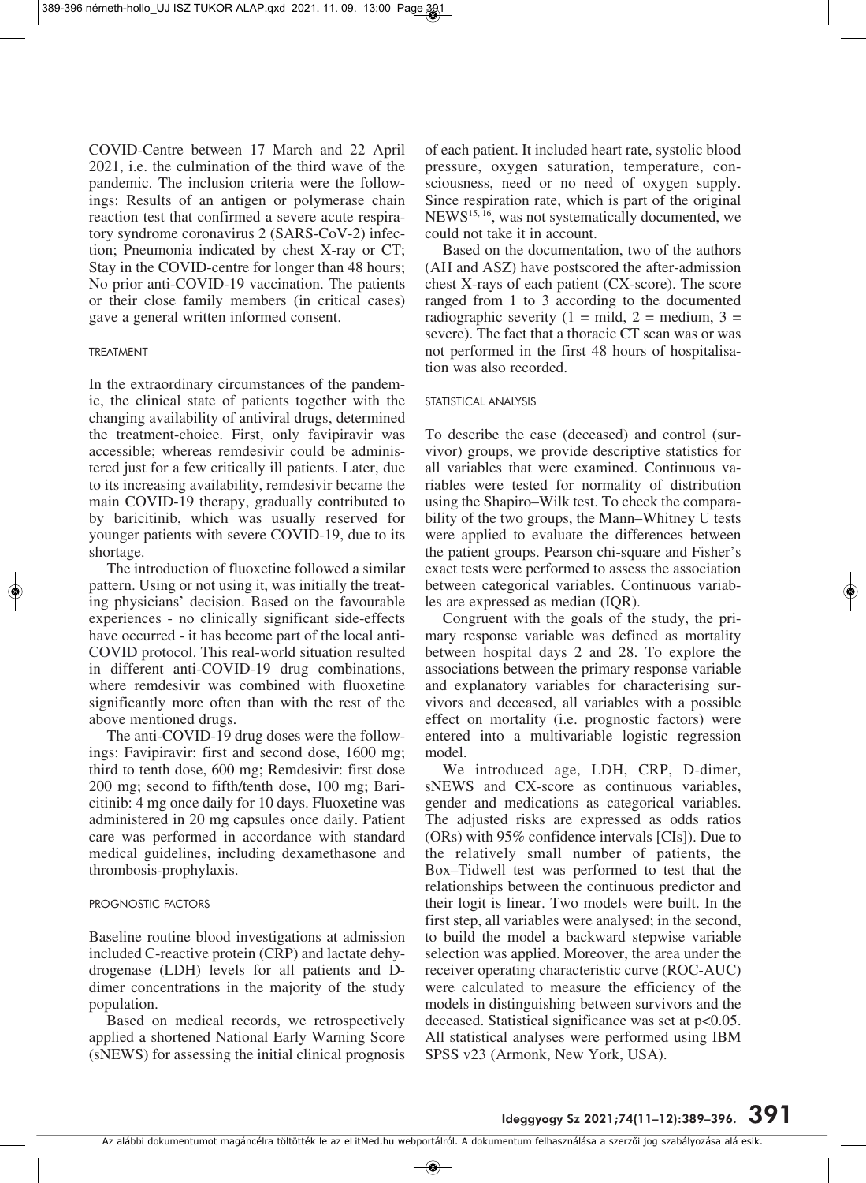COVID-Centre between 17 March and 22 April 2021, i.e. the culmination of the third wave of the pandemic. The inclusion criteria were the followings: Results of an antigen or polymerase chain reaction test that confirmed a severe acute respiratory syndrome coronavirus 2 (SARS-CoV-2) infection; Pneumonia indicated by chest X-ray or CT; Stay in the COVID-centre for longer than 48 hours; No prior anti-COVID-19 vaccination. The patients or their close family members (in critical cases) gave a general written informed consent.

### TREATMENT

In the extraordinary circumstances of the pandemic, the clinical state of patients together with the changing availability of antiviral drugs, determined the treatment-choice. First, only favipiravir was accessible; whereas remdesivir could be administered just for a few critically ill patients. Later, due to its increasing availability, remdesivir became the main COVID-19 therapy, gradually contributed to by baricitinib, which was usually reserved for younger patients with severe COVID-19, due to its shortage.

The introduction of fluoxetine followed a similar pattern. Using or not using it, was initially the treating physicians' decision. Based on the favourable experiences - no clinically significant side-effects have occurred - it has become part of the local anti-COVID protocol. This real-world situation resulted in different anti-COVID-19 drug combinations, where remdesivir was combined with fluoxetine significantly more often than with the rest of the above mentioned drugs.

The anti-COVID-19 drug doses were the followings: Favipiravir: first and second dose, 1600 mg; third to tenth dose, 600 mg; Remdesivir: first dose 200 mg; second to fifth/tenth dose, 100 mg; Baricitinib: 4 mg once daily for 10 days. Fluoxetine was administered in 20 mg capsules once daily. Patient care was performed in accordance with standard medical guidelines, including dexamethasone and thrombosis-prophylaxis.

### PROGNOSTIC FACTORS

Baseline routine blood investigations at admission included C-reactive protein (CRP) and lactate dehydrogenase (LDH) levels for all patients and D-dimer concentrations in the majority of the study population.

Based on medical records, we retrospectively applied a shortened National Early Warning Score (sNEWS) for assessing the initial clinical prognosis of each patient. It included heart rate, systolic blood pressure, oxygen saturation, temperature, consciousness, need or no need of oxygen supply. Since respiration rate, which is part of the original NEWS[15, 16], was not systematically documented, we could not take it in account.

Based on the documentation, two of the authors (AH and ASZ) have postscored the after-admission chest X-rays of each patient (CX-score). The score ranged from 1 to 3 according to the documented radiographic severity (1 = mild, 2 = medium, 3 = severe). The fact that a thoracic CT scan was or was not performed in the first 48 hours of hospitalisation was also recorded.

### STATISTICAL ANALYSIS

To describe the case (deceased) and control (survivor) groups, we provide descriptive statistics for all variables that were examined. Continuous variables were tested for normality of distribution using the Shapiro–Wilk test. To check the comparability of the two groups, the Mann–Whitney U tests were applied to evaluate the differences between the patient groups. Pearson chi-square and Fisher's exact tests were performed to assess the association between categorical variables. Continuous variables are expressed as median (IQR).

Congruent with the goals of the study, the primary response variable was defined as mortality between hospital days 2 and 28. To explore the associations between the primary response variable and explanatory variables for characterising survivors and deceased, all variables with a possible effect on mortality (i.e. prognostic factors) were entered into a multivariable logistic regression model.

We introduced age, LDH, CRP, D-dimer, sNEWS and CX-score as continuous variables, gender and medications as categorical variables. The adjusted risks are expressed as odds ratios (ORs) with 95% confidence intervals [CIs]). Due to the relatively small number of patients, the Box–Tidwell test was performed to test that the relationships between the continuous predictor and their logit is linear. Two models were built. In the first step, all variables were analysed; in the second, to build the model a backward stepwise variable selection was applied. Moreover, the area under the receiver operating characteristic curve (ROC-AUC) were calculated to measure the efficiency of the models in distinguishing between survivors and the deceased. Statistical significance was set at $p<0.05$. All statistical analyses were performed using IBM SPSS v23 (Armonk, New York, USA).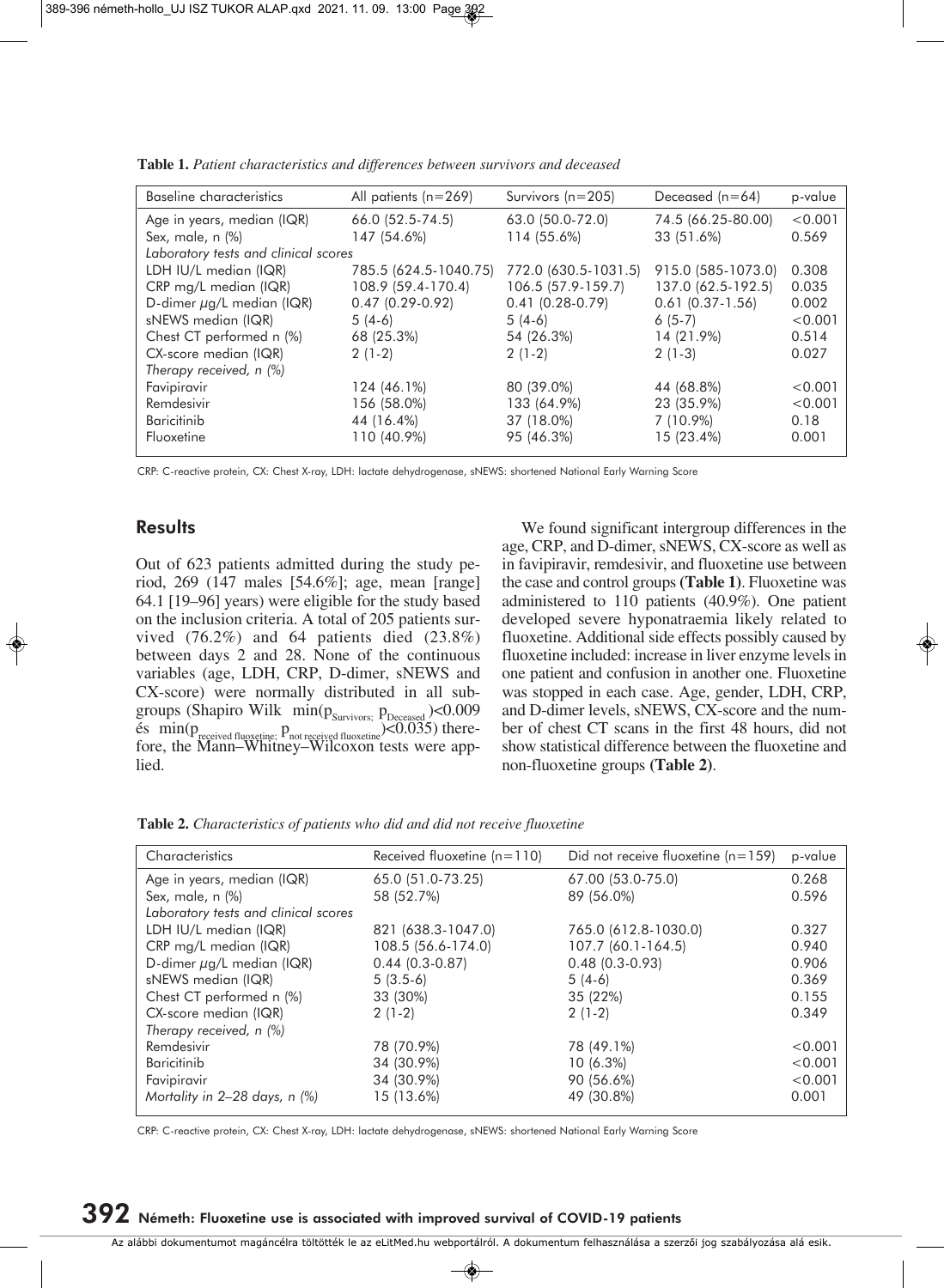**Table 1.** *Patient characteristics and differences between survivors and deceased*

| Baseline characteristics | All patients (n=269) | Survivors (n=205) | Deceased (n=64) | p-value |
|---|---|---|---|---|
| Age in years, median (IQR) | 66.0 (52.5-74.5) | 63.0 (50.0-72.0) | 74.5 (66.25-80.00) | <0.001 |
| Sex, male, n (%) | 147 (54.6%) | 114 (55.6%) | 33 (51.6%) | 0.569 |
| *Laboratory tests and clinical scores* | | | | |
| LDH IU/L median (IQR) | 785.5 (624.5-1040.75) | 772.0 (630.5-1031.5) | 915.0 (585-1073.0) | 0.308 |
| CRP mg/L median (IQR) | 108.9 (59.4-170.4) | 106.5 (57.9-159.7) | 137.0 (62.5-192.5) | 0.035 |
| D-dimer µg/L median (IQR) | 0.47 (0.29-0.92) | 0.41 (0.28-0.79) | 0.61 (0.37-1.56) | 0.002 |
| sNEWS median (IQR) | 5 (4-6) | 5 (4-6) | 6 (5-7) | <0.001 |
| Chest CT performed n (%) | 68 (25.3%) | 54 (26.3%) | 14 (21.9%) | 0.514 |
| CX-score median (IQR) | 2 (1-2) | 2 (1-2) | 2 (1-3) | 0.027 |
| *Therapy received, n (%)* | | | | |
| Favipiravir | 124 (46.1%) | 80 (39.0%) | 44 (68.8%) | <0.001 |
| Remdesivir | 156 (58.0%) | 133 (64.9%) | 23 (35.9%) | <0.001 |
| Baricitinib | 44 (16.4%) | 37 (18.0%) | 7 (10.9%) | 0.18 |
| Fluoxetine | 110 (40.9%) | 95 (46.3%) | 15 (23.4%) | 0.001 |

CRP: C-reactive protein, CX: Chest X-ray, LDH: lactate dehydrogenase, sNEWS: shortened National Early Warning Score

## Results

Out of 623 patients admitted during the study period, 269 (147 males [54.6%]; age, mean [range] 64.1 [19–96] years) were eligible for the study based on the inclusion criteria. A total of 205 patients survived (76.2%) and 64 patients died (23.8%) between days 2 and 28. None of the continuous variables (age, LDH, CRP, D-dimer, sNEWS and CX-score) were normally distributed in all subgroups (Shapiro Wilk $\min(p_{\text{Survivors}};\ p_{\text{Deceased}})<0.009$ és $\min(p_{\text{received fluoxetine}};\ p_{\text{not received fluoxetine}})<0.035$) therefore, the Mann–Whitney–Wilcoxon tests were applied.

We found significant intergroup differences in the age, CRP, and D-dimer, sNEWS, CX-score as well as in favipiravir, remdesivir, and fluoxetine use between the case and control groups **(Table 1)**. Fluoxetine was administered to 110 patients (40.9%). One patient developed severe hyponatraemia likely related to fluoxetine. Additional side effects possibly caused by fluoxetine included: increase in liver enzyme levels in one patient and confusion in another one. Fluoxetine was stopped in each case. Age, gender, LDH, CRP, and D-dimer levels, sNEWS, CX-score and the number of chest CT scans in the first 48 hours, did not show statistical difference between the fluoxetine and non-fluoxetine groups **(Table 2)**.

**Table 2.** *Characteristics of patients who did and did not receive fluoxetine*

| Characteristics | Received fluoxetine (n=110) | Did not receive fluoxetine (n=159) | p-value |
|---|---|---|---|
| Age in years, median (IQR) | 65.0 (51.0-73.25) | 67.00 (53.0-75.0) | 0.268 |
| Sex, male, n (%) | 58 (52.7%) | 89 (56.0%) | 0.596 |
| *Laboratory tests and clinical scores* | | | |
| LDH IU/L median (IQR) | 821 (638.3-1047.0) | 765.0 (612.8-1030.0) | 0.327 |
| CRP mg/L median (IQR) | 108.5 (56.6-174.0) | 107.7 (60.1-164.5) | 0.940 |
| D-dimer µg/L median (IQR) | 0.44 (0.3-0.87) | 0.48 (0.3-0.93) | 0.906 |
| sNEWS median (IQR) | 5 (3.5-6) | 5 (4-6) | 0.369 |
| Chest CT performed n (%) | 33 (30%) | 35 (22%) | 0.155 |
| CX-score median (IQR) | 2 (1-2) | 2 (1-2) | 0.349 |
| *Therapy received, n (%)* | | | |
| Remdesivir | 78 (70.9%) | 78 (49.1%) | <0.001 |
| Baricitinib | 34 (30.9%) | 10 (6.3%) | <0.001 |
| Favipiravir | 34 (30.9%) | 90 (56.6%) | <0.001 |
| *Mortality in 2–28 days, n (%)* | 15 (13.6%) | 49 (30.8%) | 0.001 |

CRP: C-reactive protein, CX: Chest X-ray, LDH: lactate dehydrogenase, sNEWS: shortened National Early Warning Score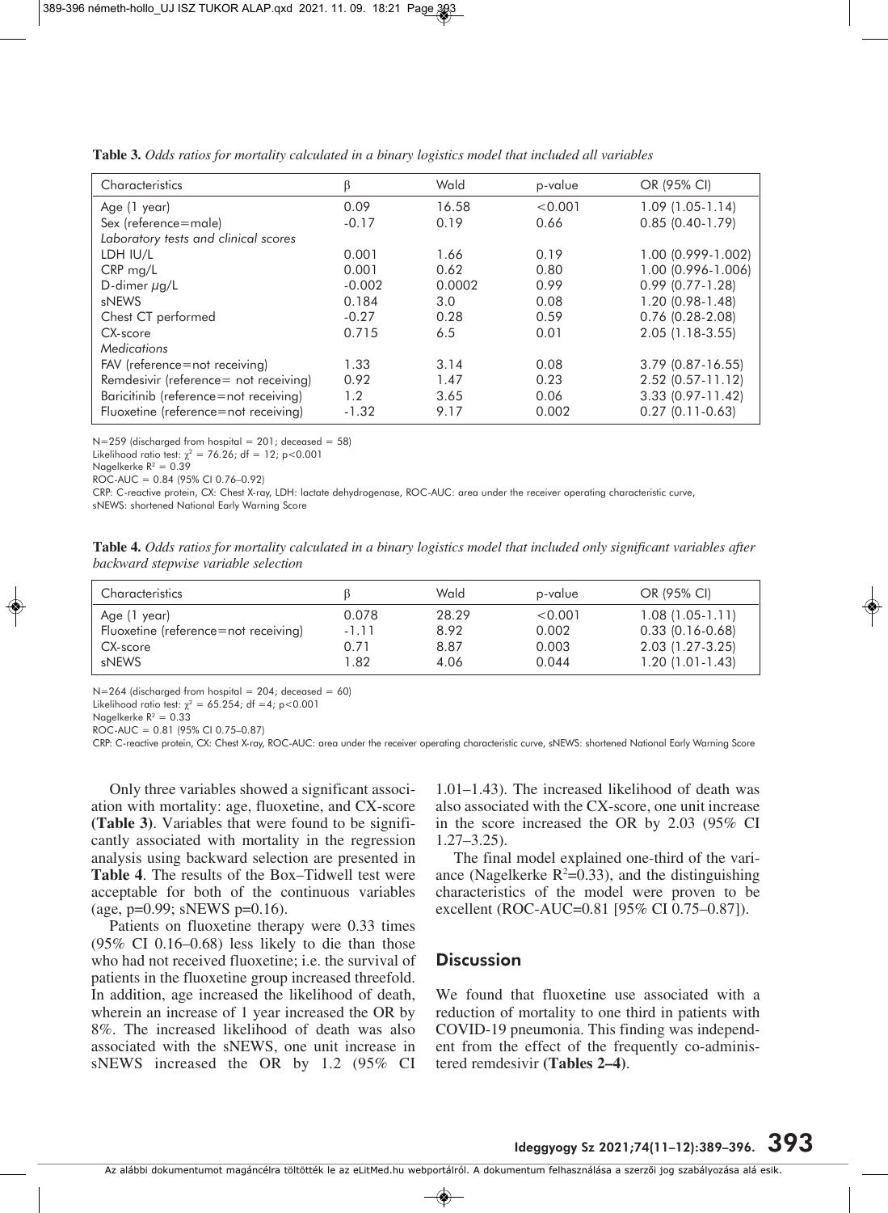**Table 3.** *Odds ratios for mortality calculated in a binary logistics model that included all variables*

| Characteristics | β | Wald | p-value | OR (95% CI) |
|---|---|---|---|---|
| Age (1 year) | 0.09 | 16.58 | <0.001 | 1.09 (1.05-1.14) |
| Sex (reference=male) | -0.17 | 0.19 | 0.66 | 0.85 (0.40-1.79) |
| *Laboratory tests and clinical scores* | | | | |
| LDH IU/L | 0.001 | 1.66 | 0.19 | 1.00 (0.999-1.002) |
| CRP mg/L | 0.001 | 0.62 | 0.80 | 1.00 (0.996-1.006) |
| D-dimer μg/L | -0.002 | 0.0002 | 0.99 | 0.99 (0.77-1.28) |
| sNEWS | 0.184 | 3.0 | 0.08 | 1.20 (0.98-1.48) |
| Chest CT performed | -0.27 | 0.28 | 0.59 | 0.76 (0.28-2.08) |
| CX-score | 0.715 | 6.5 | 0.01 | 2.05 (1.18-3.55) |
| *Medications* | | | | |
| FAV (reference=not receiving) | 1.33 | 3.14 | 0.08 | 3.79 (0.87-16.55) |
| Remdesivir (reference= not receiving) | 0.92 | 1.47 | 0.23 | 2.52 (0.57-11.12) |
| Baricitinib (reference=not receiving) | 1.2 | 3.65 | 0.06 | 3.33 (0.97-11.42) |
| Fluoxetine (reference=not receiving) | -1.32 | 9.17 | 0.002 | 0.27 (0.11-0.63) |

N=259 (discharged from hospital = 201; deceased = 58)
Likelihood ratio test: $\chi^2$ = 76.26; df = 12; p<0.001
Nagelkerke $R^2$ = 0.39
ROC-AUC = 0.84 (95% CI 0.76–0.92)
CRP: C-reactive protein, CX: Chest X-ray, LDH: lactate dehydrogenase, ROC-AUC: area under the receiver operating characteristic curve, sNEWS: shortened National Early Warning Score

**Table 4.** *Odds ratios for mortality calculated in a binary logistics model that included only significant variables after backward stepwise variable selection*

| Characteristics | β | Wald | p-value | OR (95% CI) |
|---|---|---|---|---|
| Age (1 year) | 0.078 | 28.29 | <0.001 | 1.08 (1.05-1.11) |
| Fluoxetine (reference=not receiving) | -1.11 | 8.92 | 0.002 | 0.33 (0.16-0.68) |
| CX-score | 0.71 | 8.87 | 0.003 | 2.03 (1.27-3.25) |
| sNEWS | 1.82 | 4.06 | 0.044 | 1.20 (1.01-1.43) |

N=264 (discharged from hospital = 204; deceased = 60)
Likelihood ratio test: $\chi^2$ = 65.254; df =4; p<0.001
Nagelkerke $R^2$ = 0.33
ROC-AUC = 0.81 (95% CI 0.75–0.87)
CRP: C-reactive protein, CX: Chest X-ray, ROC-AUC: area under the receiver operating characteristic curve, sNEWS: shortened National Early Warning Score

Only three variables showed a significant association with mortality: age, fluoxetine, and CX-score **(Table 3)**. Variables that were found to be significantly associated with mortality in the regression analysis using backward selection are presented in **Table 4**. The results of the Box–Tidwell test were acceptable for both of the continuous variables (age, p=0.99; sNEWS p=0.16).

Patients on fluoxetine therapy were 0.33 times (95% CI 0.16–0.68) less likely to die than those who had not received fluoxetine; i.e. the survival of patients in the fluoxetine group increased threefold. In addition, age increased the likelihood of death, wherein an increase of 1 year increased the OR by 8%. The increased likelihood of death was also associated with the sNEWS, one unit increase in sNEWS increased the OR by 1.2 (95% CI 1.01–1.43). The increased likelihood of death was also associated with the CX-score, one unit increase in the score increased the OR by 2.03 (95% CI 1.27–3.25).

The final model explained one-third of the variance (Nagelkerke $R^2$=0.33), and the distinguishing characteristics of the model were proven to be excellent (ROC-AUC=0.81 [95% CI 0.75–0.87]).

## Discussion

We found that fluoxetine use associated with a reduction of mortality to one third in patients with COVID-19 pneumonia. This finding was independent from the effect of the frequently co-administered remdesivir **(Tables 2–4)**.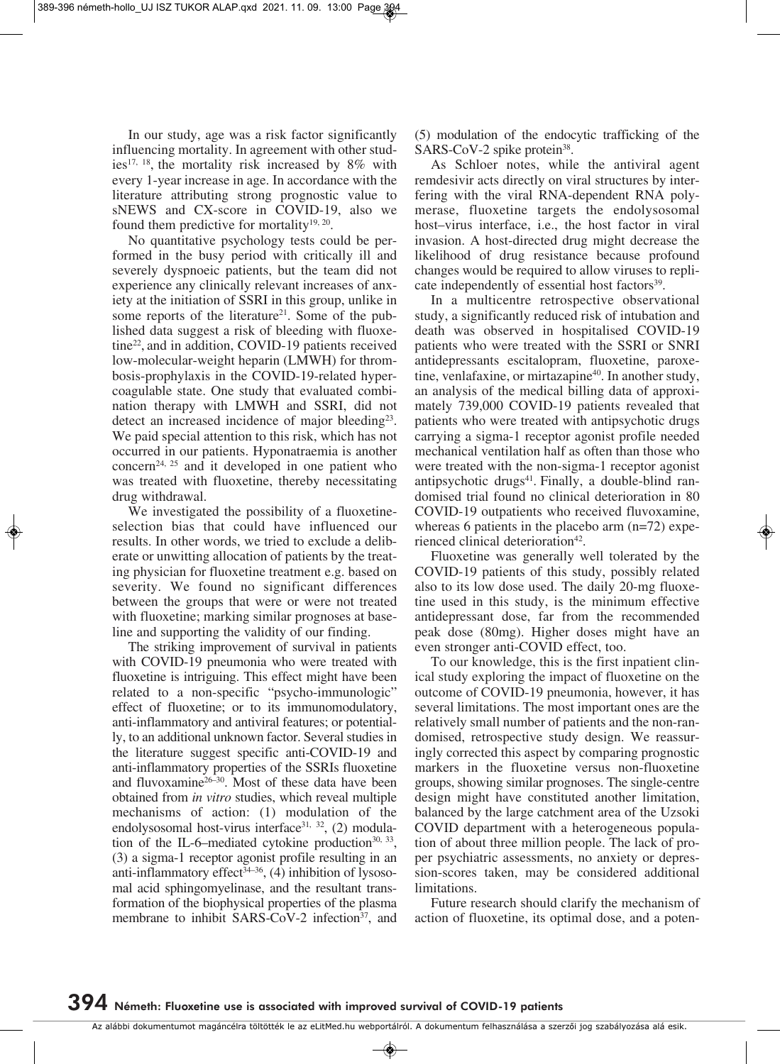In our study, age was a risk factor significantly influencing mortality. In agreement with other studies[17, 18], the mortality risk increased by 8% with every 1-year increase in age. In accordance with the literature attributing strong prognostic value to sNEWS and CX-score in COVID-19, also we found them predictive for mortality[19, 20].

No quantitative psychology tests could be performed in the busy period with critically ill and severely dyspnoeic patients, but the team did not experience any clinically relevant increases of anxiety at the initiation of SSRI in this group, unlike in some reports of the literature[21]. Some of the published data suggest a risk of bleeding with fluoxetine[22], and in addition, COVID-19 patients received low-molecular-weight heparin (LMWH) for thrombosis-prophylaxis in the COVID-19-related hypercoagulable state. One study that evaluated combination therapy with LMWH and SSRI, did not detect an increased incidence of major bleeding[23]. We paid special attention to this risk, which has not occurred in our patients. Hyponatraemia is another concern[24, 25] and it developed in one patient who was treated with fluoxetine, thereby necessitating drug withdrawal.

We investigated the possibility of a fluoxetine-selection bias that could have influenced our results. In other words, we tried to exclude a deliberate or unwitting allocation of patients by the treating physician for fluoxetine treatment e.g. based on severity. We found no significant differences between the groups that were or were not treated with fluoxetine; marking similar prognoses at baseline and supporting the validity of our finding.

The striking improvement of survival in patients with COVID-19 pneumonia who were treated with fluoxetine is intriguing. This effect might have been related to a non-specific "psycho-immunologic" effect of fluoxetine; or to its immunomodulatory, anti-inflammatory and antiviral features; or potentially, to an additional unknown factor. Several studies in the literature suggest specific anti-COVID-19 and anti-inflammatory properties of the SSRIs fluoxetine and fluvoxamine[26–30]. Most of these data have been obtained from *in vitro* studies, which reveal multiple mechanisms of action: (1) modulation of the endolysosomal host-virus interface[31, 32], (2) modulation of the IL-6–mediated cytokine production[30, 33], (3) a sigma-1 receptor agonist profile resulting in an anti-inflammatory effect[34–36], (4) inhibition of lysosomal acid sphingomyelinase, and the resultant transformation of the biophysical properties of the plasma membrane to inhibit SARS-CoV-2 infection[37], and (5) modulation of the endocytic trafficking of the SARS-CoV-2 spike protein[38].

As Schloer notes, while the antiviral agent remdesivir acts directly on viral structures by interfering with the viral RNA-dependent RNA polymerase, fluoxetine targets the endolysosomal host–virus interface, i.e., the host factor in viral invasion. A host-directed drug might decrease the likelihood of drug resistance because profound changes would be required to allow viruses to replicate independently of essential host factors[39].

In a multicentre retrospective observational study, a significantly reduced risk of intubation and death was observed in hospitalised COVID-19 patients who were treated with the SSRI or SNRI antidepressants escitalopram, fluoxetine, paroxetine, venlafaxine, or mirtazapine[40]. In another study, an analysis of the medical billing data of approximately 739,000 COVID-19 patients revealed that patients who were treated with antipsychotic drugs carrying a sigma-1 receptor agonist profile needed mechanical ventilation half as often than those who were treated with the non-sigma-1 receptor agonist antipsychotic drugs[41]. Finally, a double-blind randomised trial found no clinical deterioration in 80 COVID-19 outpatients who received fluvoxamine, whereas 6 patients in the placebo arm (n=72) experienced clinical deterioration[42].

Fluoxetine was generally well tolerated by the COVID-19 patients of this study, possibly related also to its low dose used. The daily 20-mg fluoxetine used in this study, is the minimum effective antidepressant dose, far from the recommended peak dose (80mg). Higher doses might have an even stronger anti-COVID effect, too.

To our knowledge, this is the first inpatient clinical study exploring the impact of fluoxetine on the outcome of COVID-19 pneumonia, however, it has several limitations. The most important ones are the relatively small number of patients and the non-randomised, retrospective study design. We reassuringly corrected this aspect by comparing prognostic markers in the fluoxetine versus non-fluoxetine groups, showing similar prognoses. The single-centre design might have constituted another limitation, balanced by the large catchment area of the Uzsoki COVID department with a heterogeneous population of about three million people. The lack of proper psychiatric assessments, no anxiety or depression-scores taken, may be considered additional limitations.

Future research should clarify the mechanism of action of fluoxetine, its optimal dose, and a poten-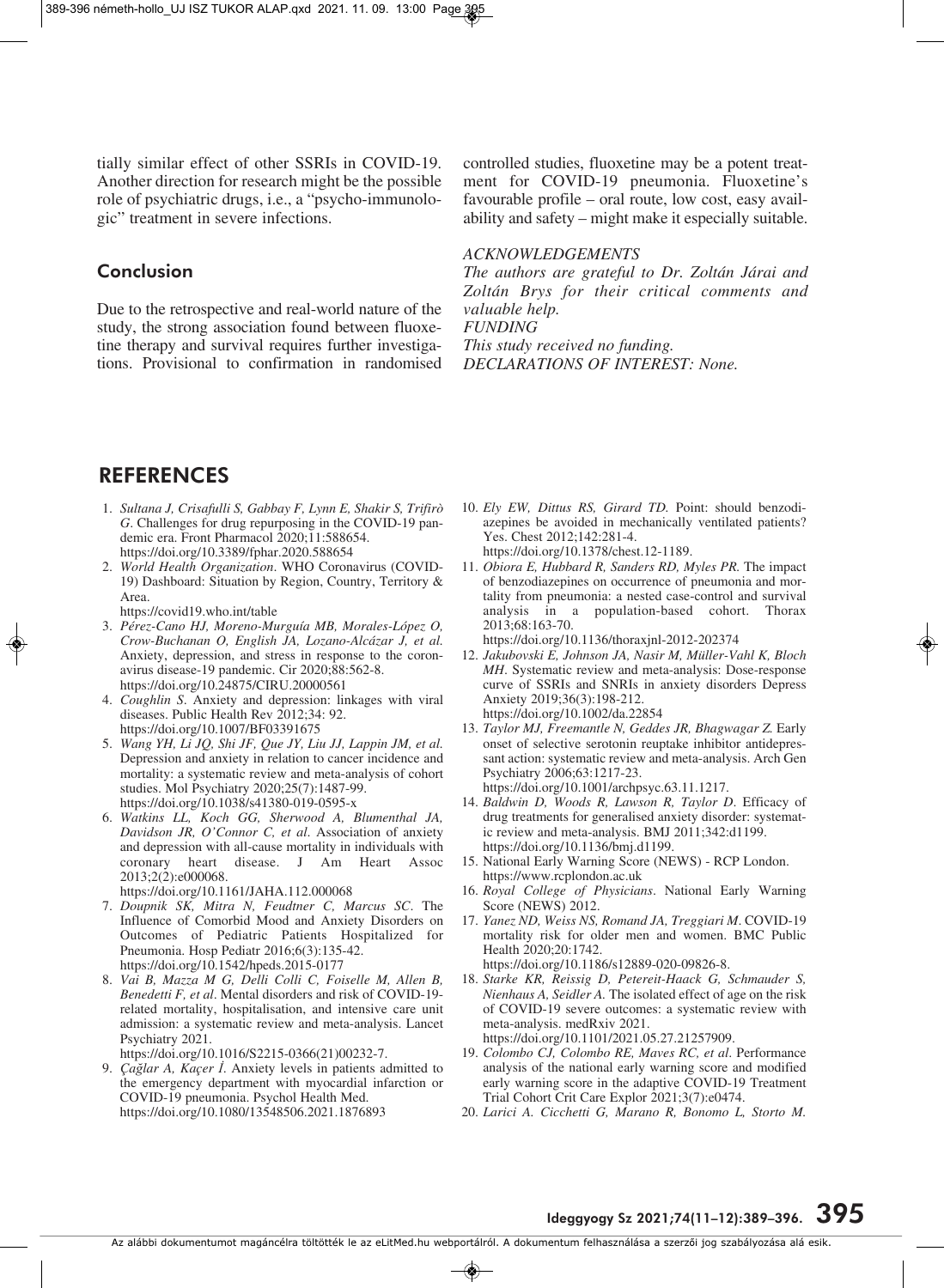tially similar effect of other SSRIs in COVID-19. Another direction for research might be the possible role of psychiatric drugs, i.e., a "psycho-immunologic" treatment in severe infections.

## Conclusion

Due to the retrospective and real-world nature of the study, the strong association found between fluoxetine therapy and survival requires further investigations. Provisional to confirmation in randomised controlled studies, fluoxetine may be a potent treatment for COVID-19 pneumonia. Fluoxetine's favourable profile – oral route, low cost, easy availability and safety – might make it especially suitable.

*ACKNOWLEDGEMENTS*
*The authors are grateful to Dr. Zoltán Járai and Zoltán Brys for their critical comments and valuable help.*
*FUNDING*
*This study received no funding.*
*DECLARATIONS OF INTEREST: None.*

## REFERENCES

1. *Sultana J, Crisafulli S, Gabbay F, Lynn E, Shakir S, Trifirò G*. Challenges for drug repurposing in the COVID-19 pandemic era. Front Pharmacol 2020;11:588654. https://doi.org/10.3389/fphar.2020.588654
2. *World Health Organization*. WHO Coronavirus (COVID-19) Dashboard: Situation by Region, Country, Territory & Area. https://covid19.who.int/table
3. *Pérez-Cano HJ, Moreno-Murguía MB, Morales-López O, Crow-Buchanan O, English JA, Lozano-Alcázar J, et al.* Anxiety, depression, and stress in response to the coronavirus disease-19 pandemic. Cir 2020;88:562-8. https://doi.org/10.24875/CIRU.20000561
4. *Coughlin S*. Anxiety and depression: linkages with viral diseases. Public Health Rev 2012;34: 92. https://doi.org/10.1007/BF03391675
5. *Wang YH, Li JQ, Shi JF, Que JY, Liu JJ, Lappin JM, et al.* Depression and anxiety in relation to cancer incidence and mortality: a systematic review and meta-analysis of cohort studies. Mol Psychiatry 2020;25(7):1487-99. https://doi.org/10.1038/s41380-019-0595-x
6. *Watkins LL, Koch GG, Sherwood A, Blumenthal JA, Davidson JR, O'Connor C, et al.* Association of anxiety and depression with all-cause mortality in individuals with coronary heart disease. J Am Heart Assoc 2013;2(2):e000068. https://doi.org/10.1161/JAHA.112.000068
7. *Doupnik SK, Mitra N, Feudtner C, Marcus SC*. The Influence of Comorbid Mood and Anxiety Disorders on Outcomes of Pediatric Patients Hospitalized for Pneumonia. Hosp Pediatr 2016;6(3):135-42. https://doi.org/10.1542/hpeds.2015-0177
8. *Vai B, Mazza M G, Delli Colli C, Foiselle M, Allen B, Benedetti F, et al*. Mental disorders and risk of COVID-19-related mortality, hospitalisation, and intensive care unit admission: a systematic review and meta-analysis. Lancet Psychiatry 2021. https://doi.org/10.1016/S2215-0366(21)00232-7.
9. *Çağlar A, Kaçer İ*. Anxiety levels in patients admitted to the emergency department with myocardial infarction or COVID-19 pneumonia. Psychol Health Med. https://doi.org/10.1080/13548506.2021.1876893
10. *Ely EW, Dittus RS, Girard TD*. Point: should benzodiazepines be avoided in mechanically ventilated patients? Yes. Chest 2012;142:281-4. https://doi.org/10.1378/chest.12-1189.
11. *Obiora E, Hubbard R, Sanders RD, Myles PR*. The impact of benzodiazepines on occurrence of pneumonia and mortality from pneumonia: a nested case-control and survival analysis in a population-based cohort. Thorax 2013;68:163-70. https://doi.org/10.1136/thoraxjnl-2012-202374
12. *Jakubovski E, Johnson JA, Nasir M, Müller-Vahl K, Bloch MH*. Systematic review and meta-analysis: Dose-response curve of SSRIs and SNRIs in anxiety disorders Depress Anxiety 2019;36(3):198-212. https://doi.org/10.1002/da.22854
13. *Taylor MJ, Freemantle N, Geddes JR, Bhagwagar Z.* Early onset of selective serotonin reuptake inhibitor antidepressant action: systematic review and meta-analysis. Arch Gen Psychiatry 2006;63:1217-23. https://doi.org/10.1001/archpsyc.63.11.1217.
14. *Baldwin D, Woods R, Lawson R, Taylor D*. Efficacy of drug treatments for generalised anxiety disorder: systematic review and meta-analysis. BMJ 2011;342:d1199. https://doi.org/10.1136/bmj.d1199.
15. National Early Warning Score (NEWS) - RCP London. https://www.rcplondon.ac.uk
16. *Royal College of Physicians*. National Early Warning Score (NEWS) 2012.
17. *Yanez ND, Weiss NS, Romand JA, Treggiari M*. COVID-19 mortality risk for older men and women. BMC Public Health 2020;20:1742. https://doi.org/10.1186/s12889-020-09826-8.
18. *Starke KR, Reissig D, Petereit-Haack G, Schmauder S, Nienhaus A, Seidler A*. The isolated effect of age on the risk of COVID-19 severe outcomes: a systematic review with meta-analysis. medRxiv 2021. https://doi.org/10.1101/2021.05.27.21257909.
19. *Colombo CJ, Colombo RE, Maves RC, et al*. Performance analysis of the national early warning score and modified early warning score in the adaptive COVID-19 Treatment Trial Cohort Crit Care Explor 2021;3(7):e0474.
20. *Larici A. Cicchetti G, Marano R, Bonomo L, Storto M.*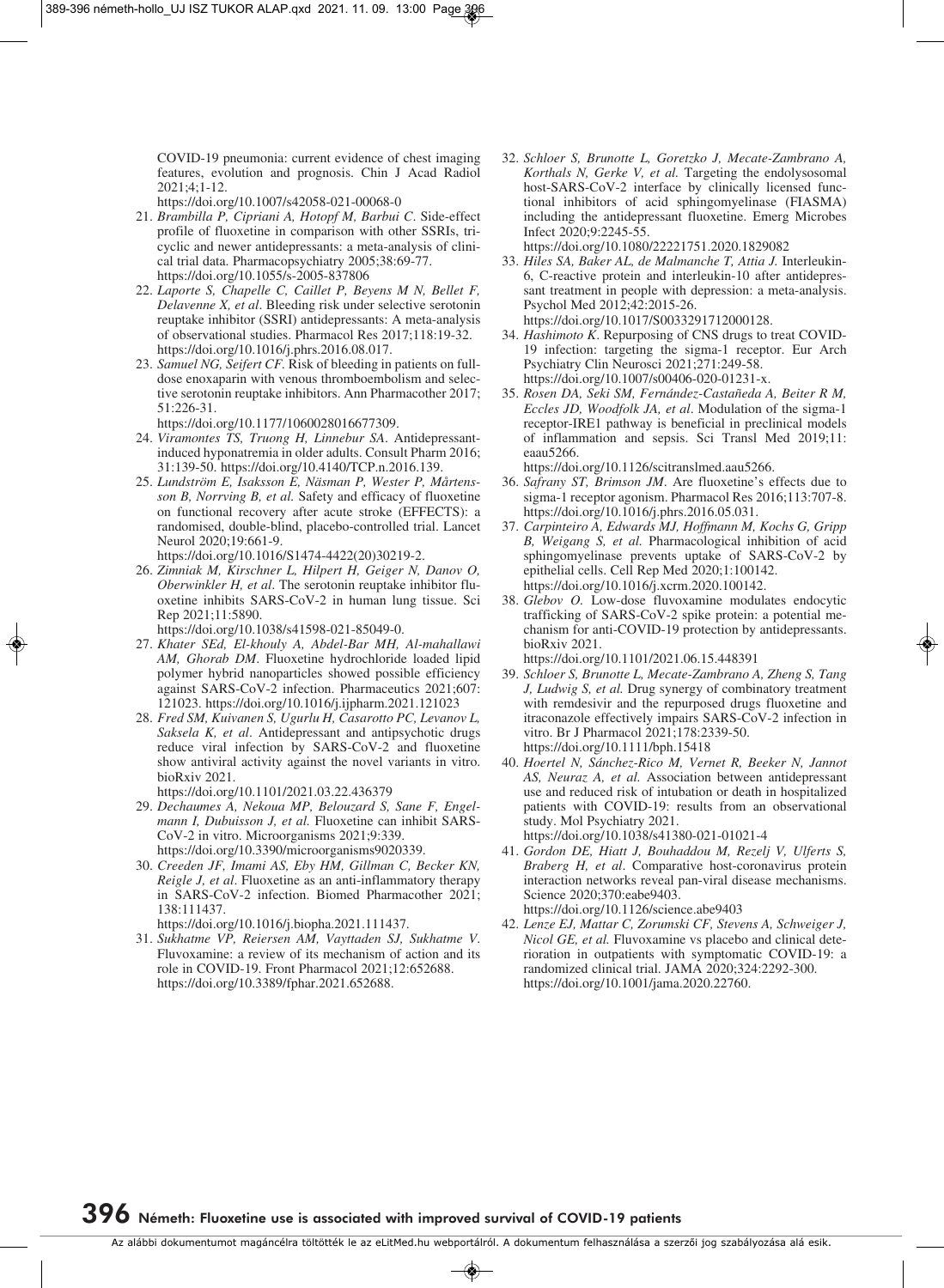COVID-19 pneumonia: current evidence of chest imaging features, evolution and prognosis. Chin J Acad Radiol 2021;4;1-12.
https://doi.org/10.1007/s42058-021-00068-0

21. *Brambilla P, Cipriani A, Hotopf M, Barbui C*. Side-effect profile of fluoxetine in comparison with other SSRIs, tricyclic and newer antidepressants: a meta-analysis of clinical trial data. Pharmacopsychiatry 2005;38:69-77. https://doi.org/10.1055/s-2005-837806
22. *Laporte S, Chapelle C, Caillet P, Beyens M N, Bellet F, Delavenne X, et al*. Bleeding risk under selective serotonin reuptake inhibitor (SSRI) antidepressants: A meta-analysis of observational studies. Pharmacol Res 2017;118:19-32. https://doi.org/10.1016/j.phrs.2016.08.017.
23. *Samuel NG, Seifert CF*. Risk of bleeding in patients on full-dose enoxaparin with venous thromboembolism and selective serotonin reuptake inhibitors. Ann Pharmacother 2017; 51:226-31.
https://doi.org/10.1177/1060028016677309.
24. *Viramontes TS, Truong H, Linnebur SA*. Antidepressant-induced hyponatremia in older adults. Consult Pharm 2016; 31:139-50. https://doi.org/10.4140/TCP.n.2016.139.
25. *Lundström E, Isaksson E, Näsman P, Wester P, Mårtensson B, Norrving B, et al.* Safety and efficacy of fluoxetine on functional recovery after acute stroke (EFFECTS): a randomised, double-blind, placebo-controlled trial. Lancet Neurol 2020;19:661-9.
https://doi.org/10.1016/S1474-4422(20)30219-2.
26. *Zimniak M, Kirschner L, Hilpert H, Geiger N, Danov O, Oberwinkler H, et al*. The serotonin reuptake inhibitor fluoxetine inhibits SARS-CoV-2 in human lung tissue. Sci Rep 2021;11:5890.
https://doi.org/10.1038/s41598-021-85049-0.
27. *Khater SEd, El-khouly A, Abdel-Bar MH, Al-mahallawi AM, Ghorab DM*. Fluoxetine hydrochloride loaded lipid polymer hybrid nanoparticles showed possible efficiency against SARS-CoV-2 infection. Pharmaceutics 2021;607: 121023. https://doi.org/10.1016/j.ijpharm.2021.121023
28. *Fred SM, Kuivanen S, Ugurlu H, Casarotto PC, Levanov L, Saksela K, et al*. Antidepressant and antipsychotic drugs reduce viral infection by SARS-CoV-2 and fluoxetine show antiviral activity against the novel variants in vitro. bioRxiv 2021.
https://doi.org/10.1101/2021.03.22.436379
29. *Dechaumes A, Nekoua MP, Belouzard S, Sane F, Engelmann I, Dubuisson J, et al.* Fluoxetine can inhibit SARS-CoV-2 in vitro. Microorganisms 2021;9:339.
https://doi.org/10.3390/microorganisms9020339.
30. *Creeden JF, Imami AS, Eby HM, Gillman C, Becker KN, Reigle J, et al*. Fluoxetine as an anti-inflammatory therapy in SARS-CoV-2 infection. Biomed Pharmacother 2021; 138:111437.
https://doi.org/10.1016/j.biopha.2021.111437.
31. *Sukhatme VP, Reiersen AM, Vayttaden SJ, Sukhatme V*. Fluvoxamine: a review of its mechanism of action and its role in COVID-19. Front Pharmacol 2021;12:652688. https://doi.org/10.3389/fphar.2021.652688.
32. *Schloer S, Brunotte L, Goretzko J, Mecate-Zambrano A, Korthals N, Gerke V, et al.* Targeting the endolysosomal host-SARS-CoV-2 interface by clinically licensed functional inhibitors of acid sphingomyelinase (FIASMA) including the antidepressant fluoxetine. Emerg Microbes Infect 2020;9:2245-55.
https://doi.org/10.1080/22221751.2020.1829082
33. *Hiles SA, Baker AL, de Malmanche T, Attia J.* Interleukin-6, C-reactive protein and interleukin-10 after antidepressant treatment in people with depression: a meta-analysis. Psychol Med 2012;42:2015-26.
https://doi.org/10.1017/S0033291712000128.
34. *Hashimoto K*. Repurposing of CNS drugs to treat COVID-19 infection: targeting the sigma-1 receptor. Eur Arch Psychiatry Clin Neurosci 2021;271:249-58.
https://doi.org/10.1007/s00406-020-01231-x.
35. *Rosen DA, Seki SM, Fernández-Castañeda A, Beiter R M, Eccles JD, Woodfolk JA, et al*. Modulation of the sigma-1 receptor-IRE1 pathway is beneficial in preclinical models of inflammation and sepsis. Sci Transl Med 2019;11: eaau5266.
https://doi.org/10.1126/scitranslmed.aau5266.
36. *Safrany ST, Brimson JM*. Are fluoxetine's effects due to sigma-1 receptor agonism. Pharmacol Res 2016;113:707-8. https://doi.org/10.1016/j.phrs.2016.05.031.
37. *Carpinteiro A, Edwards MJ, Hoffmann M, Kochs G, Gripp B, Weigang S, et al.* Pharmacological inhibition of acid sphingomyelinase prevents uptake of SARS-CoV-2 by epithelial cells. Cell Rep Med 2020;1:100142.
https://doi.org/10.1016/j.xcrm.2020.100142.
38. *Glebov O.* Low-dose fluvoxamine modulates endocytic trafficking of SARS-CoV-2 spike protein: a potential mechanism for anti-COVID-19 protection by antidepressants. bioRxiv 2021.
https://doi.org/10.1101/2021.06.15.448391
39. *Schloer S, Brunotte L, Mecate-Zambrano A, Zheng S, Tang J, Ludwig S, et al.* Drug synergy of combinatory treatment with remdesivir and the repurposed drugs fluoxetine and itraconazole effectively impairs SARS-CoV-2 infection in vitro. Br J Pharmacol 2021;178:2339-50.
https://doi.org/10.1111/bph.15418
40. *Hoertel N, Sánchez-Rico M, Vernet R, Beeker N, Jannot AS, Neuraz A, et al.* Association between antidepressant use and reduced risk of intubation or death in hospitalized patients with COVID-19: results from an observational study. Mol Psychiatry 2021.
https://doi.org/10.1038/s41380-021-01021-4
41. *Gordon DE, Hiatt J, Bouhaddou M, Rezelj V, Ulferts S, Braberg H, et al*. Comparative host-coronavirus protein interaction networks reveal pan-viral disease mechanisms. Science 2020;370:eabe9403.
https://doi.org/10.1126/science.abe9403
42. *Lenze EJ, Mattar C, Zorumski CF, Stevens A, Schweiger J, Nicol GE, et al.* Fluvoxamine vs placebo and clinical deterioration in outpatients with symptomatic COVID-19: a randomized clinical trial. JAMA 2020;324:2292-300.
https://doi.org/10.1001/jama.2020.22760.